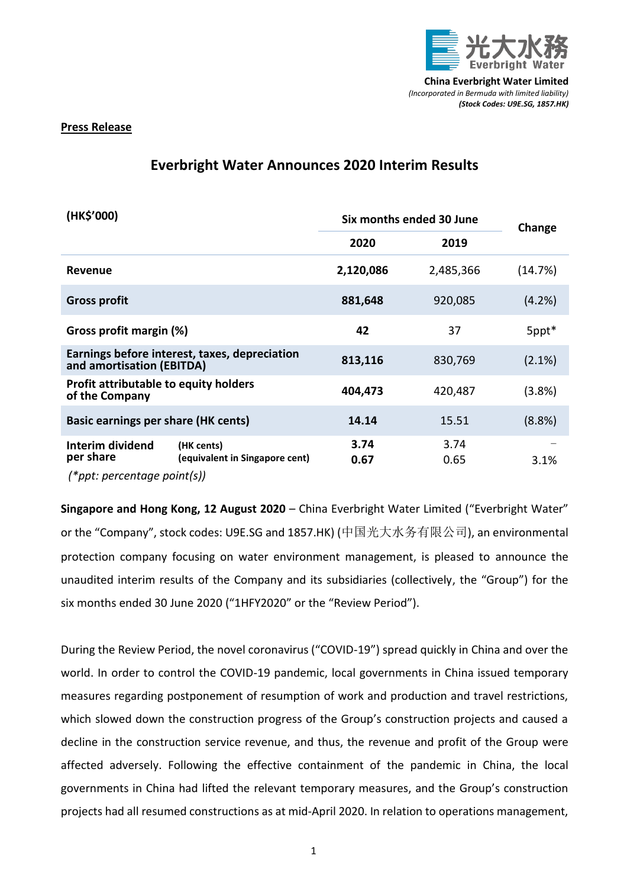**China Everbright Water Limited**
*(Incorporated in Bermuda with limited liability)*
***(Stock Codes: U9E.SG, 1857.HK)***

**Press Release**

# Everbright Water Announces 2020 Interim Results

| (HK$'000) | | Six months ended 30 June | | Change |
|---|---|---|---|---|
| | | 2020 | 2019 | |
| **Revenue** | | **2,120,086** | 2,485,366 | (14.7%) |
| **Gross profit** | | **881,648** | 920,085 | (4.2%) |
| **Gross profit margin (%)** | | **42** | 37 | 5ppt* |
| **Earnings before interest, taxes, depreciation and amortisation (EBITDA)** | | **813,116** | 830,769 | (2.1%) |
| **Profit attributable to equity holders of the Company** | | **404,473** | 420,487 | (3.8%) |
| **Basic earnings per share (HK cents)** | | **14.14** | 15.51 | (8.8%) |
| **Interim dividend per share** | **(HK cents)** | **3.74** | 3.74 | – |
| | **(equivalent in Singapore cent)** | **0.67** | 0.65 | 3.1% |

*(\*ppt: percentage point(s))*

**Singapore and Hong Kong, 12 August 2020** – China Everbright Water Limited ("Everbright Water" or the "Company", stock codes: U9E.SG and 1857.HK) (中国光大水务有限公司), an environmental protection company focusing on water environment management, is pleased to announce the unaudited interim results of the Company and its subsidiaries (collectively, the "Group") for the six months ended 30 June 2020 ("1HFY2020" or the "Review Period").

During the Review Period, the novel coronavirus ("COVID-19") spread quickly in China and over the world. In order to control the COVID-19 pandemic, local governments in China issued temporary measures regarding postponement of resumption of work and production and travel restrictions, which slowed down the construction progress of the Group's construction projects and caused a decline in the construction service revenue, and thus, the revenue and profit of the Group were affected adversely. Following the effective containment of the pandemic in China, the local governments in China had lifted the relevant temporary measures, and the Group's construction projects had all resumed constructions as at mid-April 2020. In relation to operations management,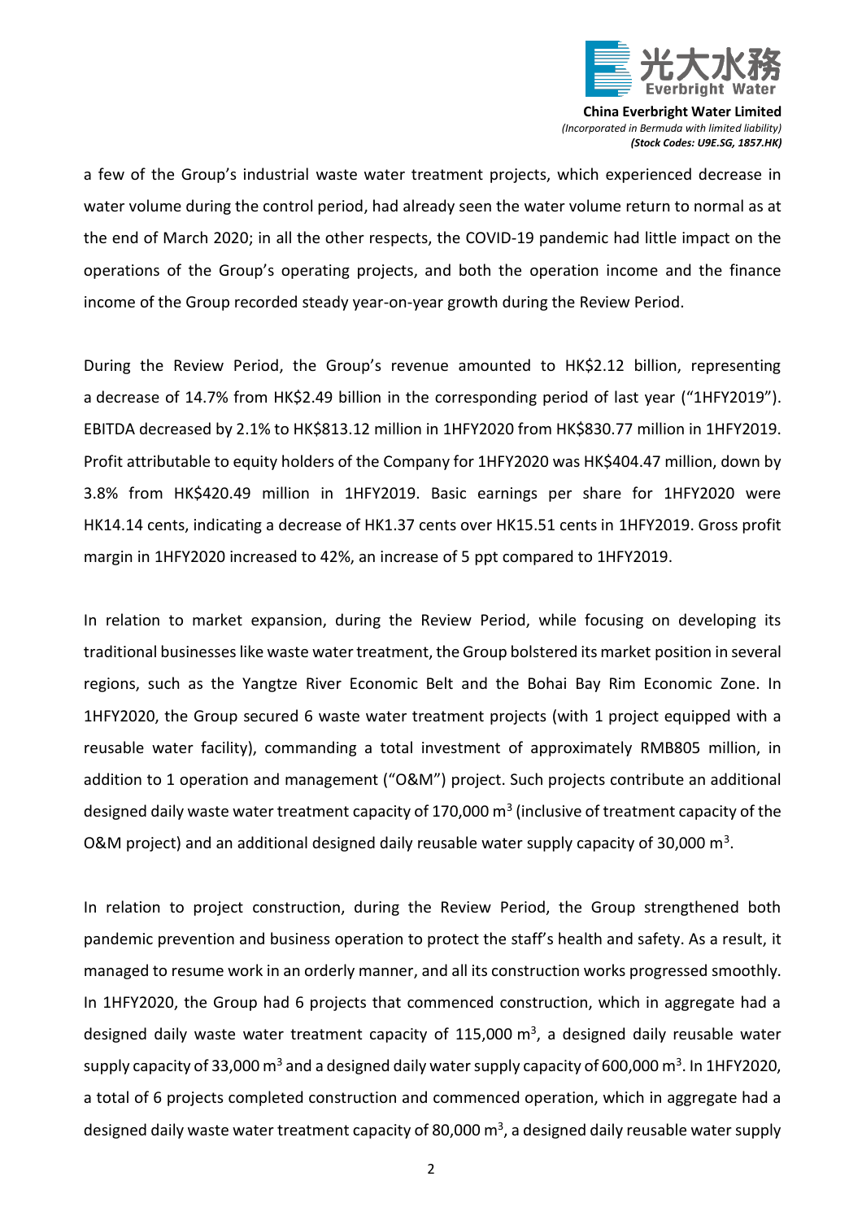a few of the Group's industrial waste water treatment projects, which experienced decrease in water volume during the control period, had already seen the water volume return to normal as at the end of March 2020; in all the other respects, the COVID-19 pandemic had little impact on the operations of the Group's operating projects, and both the operation income and the finance income of the Group recorded steady year-on-year growth during the Review Period.

During the Review Period, the Group's revenue amounted to HK$2.12 billion, representing a decrease of 14.7% from HK$2.49 billion in the corresponding period of last year ("1HFY2019"). EBITDA decreased by 2.1% to HK$813.12 million in 1HFY2020 from HK$830.77 million in 1HFY2019. Profit attributable to equity holders of the Company for 1HFY2020 was HK$404.47 million, down by 3.8% from HK$420.49 million in 1HFY2019. Basic earnings per share for 1HFY2020 were HK14.14 cents, indicating a decrease of HK1.37 cents over HK15.51 cents in 1HFY2019. Gross profit margin in 1HFY2020 increased to 42%, an increase of 5 ppt compared to 1HFY2019.

In relation to market expansion, during the Review Period, while focusing on developing its traditional businesses like waste water treatment, the Group bolstered its market position in several regions, such as the Yangtze River Economic Belt and the Bohai Bay Rim Economic Zone. In 1HFY2020, the Group secured 6 waste water treatment projects (with 1 project equipped with a reusable water facility), commanding a total investment of approximately RMB805 million, in addition to 1 operation and management ("O&M") project. Such projects contribute an additional designed daily waste water treatment capacity of 170,000 $m^3$ (inclusive of treatment capacity of the O&M project) and an additional designed daily reusable water supply capacity of 30,000 $m^3$.

In relation to project construction, during the Review Period, the Group strengthened both pandemic prevention and business operation to protect the staff's health and safety. As a result, it managed to resume work in an orderly manner, and all its construction works progressed smoothly. In 1HFY2020, the Group had 6 projects that commenced construction, which in aggregate had a designed daily waste water treatment capacity of 115,000 $m^3$, a designed daily reusable water supply capacity of 33,000 $m^3$ and a designed daily water supply capacity of 600,000 $m^3$. In 1HFY2020, a total of 6 projects completed construction and commenced operation, which in aggregate had a designed daily waste water treatment capacity of 80,000 $m^3$, a designed daily reusable water supply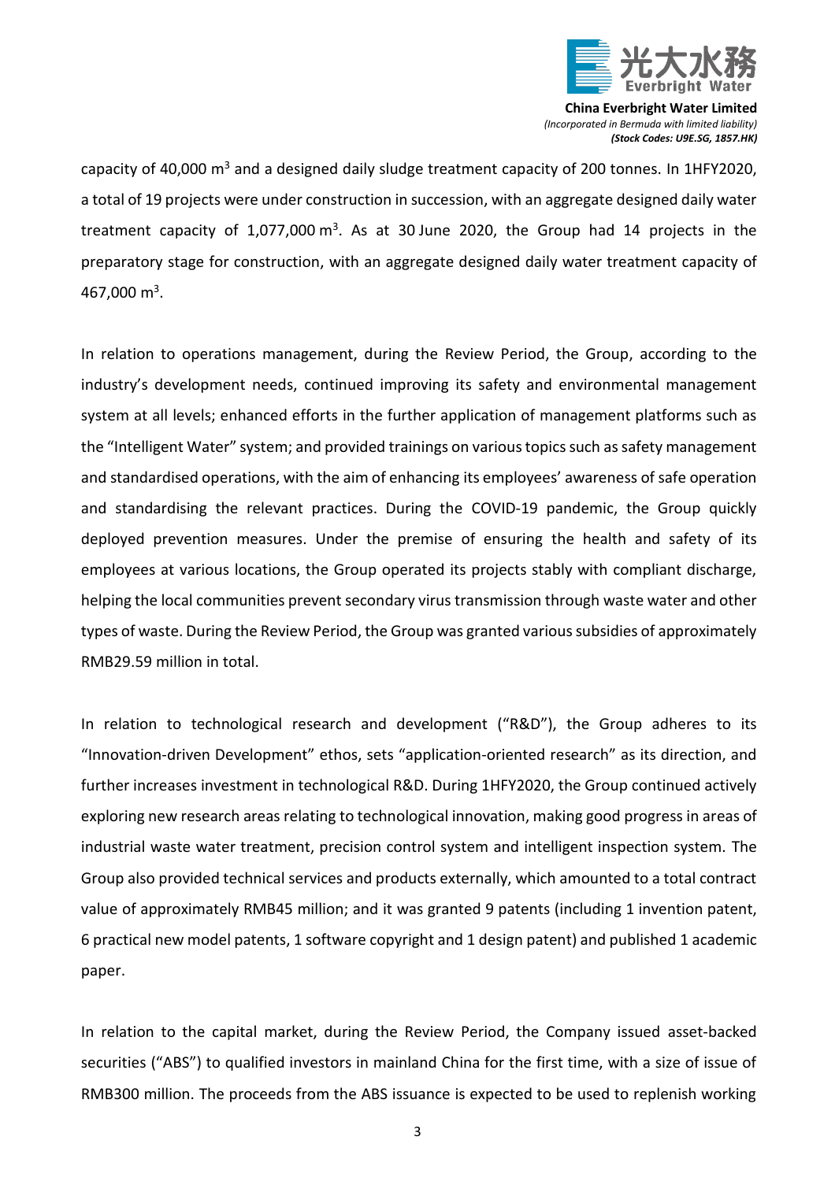capacity of 40,000 $m^3$ and a designed daily sludge treatment capacity of 200 tonnes. In 1HFY2020, a total of 19 projects were under construction in succession, with an aggregate designed daily water treatment capacity of 1,077,000 $m^3$. As at 30 June 2020, the Group had 14 projects in the preparatory stage for construction, with an aggregate designed daily water treatment capacity of 467,000 $m^3$.

In relation to operations management, during the Review Period, the Group, according to the industry's development needs, continued improving its safety and environmental management system at all levels; enhanced efforts in the further application of management platforms such as the "Intelligent Water" system; and provided trainings on various topics such as safety management and standardised operations, with the aim of enhancing its employees' awareness of safe operation and standardising the relevant practices. During the COVID-19 pandemic, the Group quickly deployed prevention measures. Under the premise of ensuring the health and safety of its employees at various locations, the Group operated its projects stably with compliant discharge, helping the local communities prevent secondary virus transmission through waste water and other types of waste. During the Review Period, the Group was granted various subsidies of approximately RMB29.59 million in total.

In relation to technological research and development ("R&D"), the Group adheres to its "Innovation-driven Development" ethos, sets "application-oriented research" as its direction, and further increases investment in technological R&D. During 1HFY2020, the Group continued actively exploring new research areas relating to technological innovation, making good progress in areas of industrial waste water treatment, precision control system and intelligent inspection system. The Group also provided technical services and products externally, which amounted to a total contract value of approximately RMB45 million; and it was granted 9 patents (including 1 invention patent, 6 practical new model patents, 1 software copyright and 1 design patent) and published 1 academic paper.

In relation to the capital market, during the Review Period, the Company issued asset-backed securities ("ABS") to qualified investors in mainland China for the first time, with a size of issue of RMB300 million. The proceeds from the ABS issuance is expected to be used to replenish working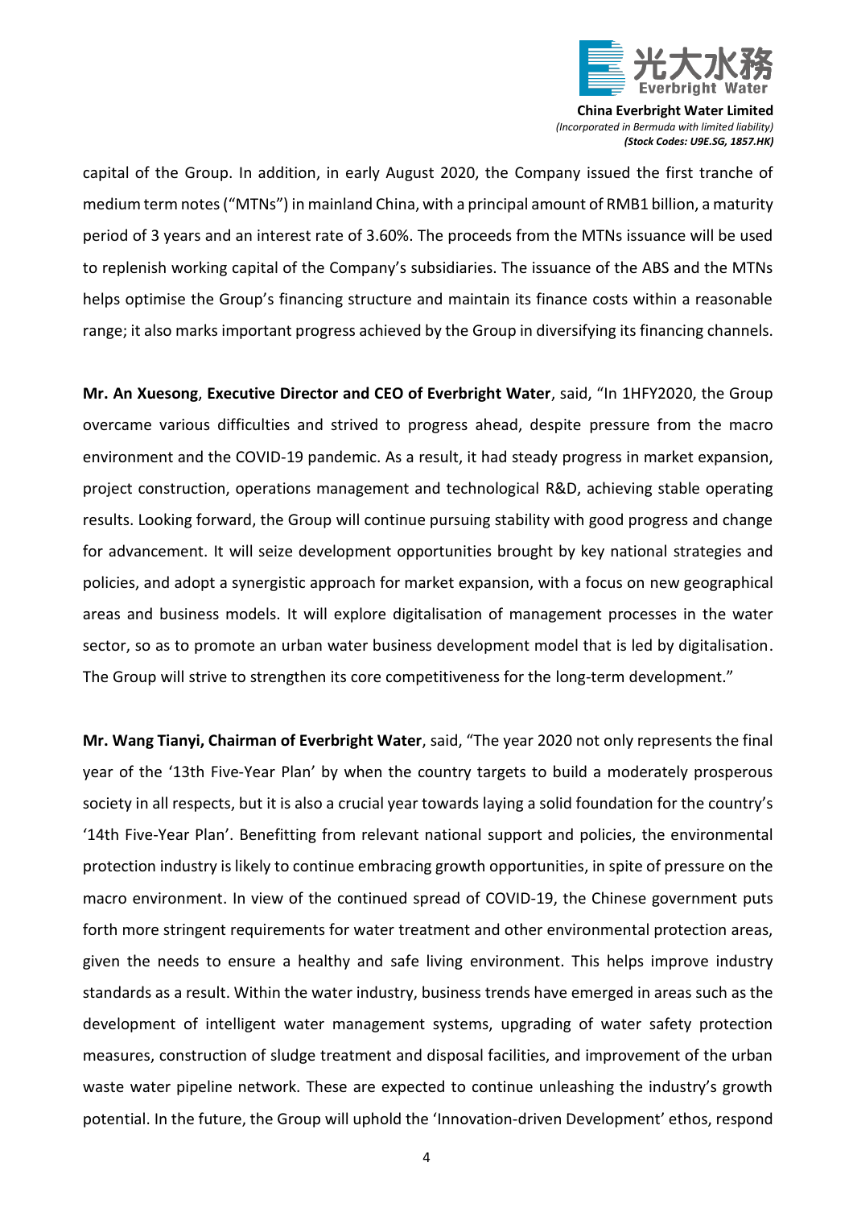capital of the Group. In addition, in early August 2020, the Company issued the first tranche of medium term notes ("MTNs") in mainland China, with a principal amount of RMB1 billion, a maturity period of 3 years and an interest rate of 3.60%. The proceeds from the MTNs issuance will be used to replenish working capital of the Company's subsidiaries. The issuance of the ABS and the MTNs helps optimise the Group's financing structure and maintain its finance costs within a reasonable range; it also marks important progress achieved by the Group in diversifying its financing channels.

**Mr. An Xuesong**, **Executive Director and CEO of Everbright Water**, said, "In 1HFY2020, the Group overcame various difficulties and strived to progress ahead, despite pressure from the macro environment and the COVID-19 pandemic. As a result, it had steady progress in market expansion, project construction, operations management and technological R&D, achieving stable operating results. Looking forward, the Group will continue pursuing stability with good progress and change for advancement. It will seize development opportunities brought by key national strategies and policies, and adopt a synergistic approach for market expansion, with a focus on new geographical areas and business models. It will explore digitalisation of management processes in the water sector, so as to promote an urban water business development model that is led by digitalisation. The Group will strive to strengthen its core competitiveness for the long-term development."

**Mr. Wang Tianyi, Chairman of Everbright Water**, said, "The year 2020 not only represents the final year of the '13th Five-Year Plan' by when the country targets to build a moderately prosperous society in all respects, but it is also a crucial year towards laying a solid foundation for the country's '14th Five-Year Plan'. Benefitting from relevant national support and policies, the environmental protection industry is likely to continue embracing growth opportunities, in spite of pressure on the macro environment. In view of the continued spread of COVID-19, the Chinese government puts forth more stringent requirements for water treatment and other environmental protection areas, given the needs to ensure a healthy and safe living environment. This helps improve industry standards as a result. Within the water industry, business trends have emerged in areas such as the development of intelligent water management systems, upgrading of water safety protection measures, construction of sludge treatment and disposal facilities, and improvement of the urban waste water pipeline network. These are expected to continue unleashing the industry's growth potential. In the future, the Group will uphold the 'Innovation-driven Development' ethos, respond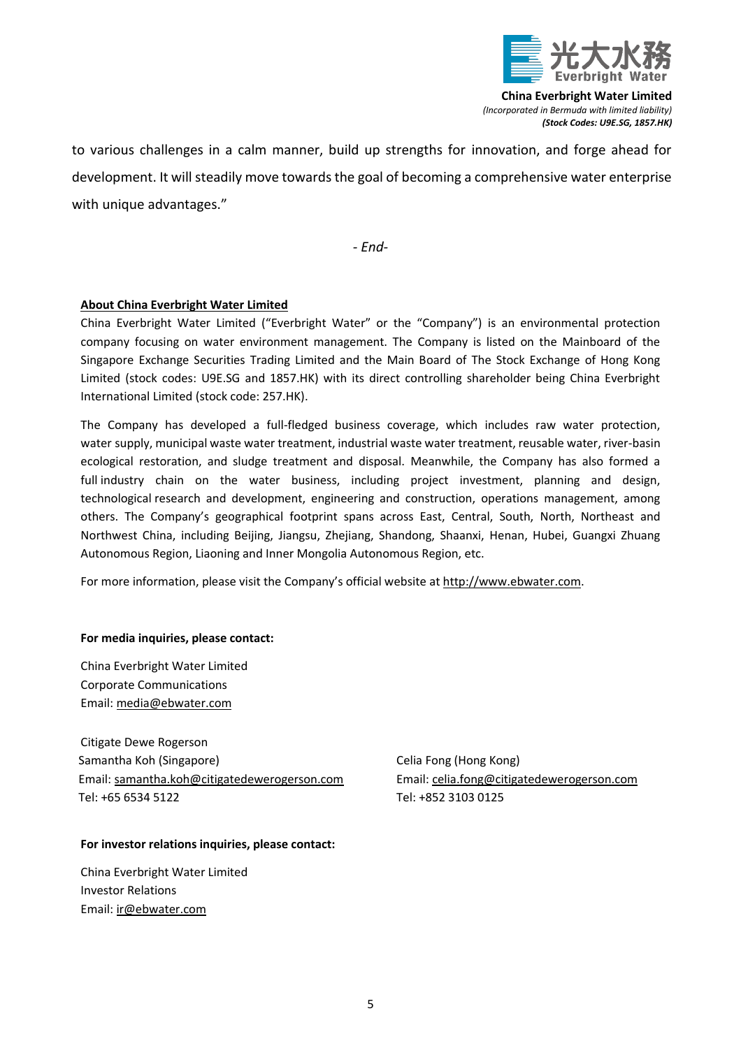to various challenges in a calm manner, build up strengths for innovation, and forge ahead for development. It will steadily move towards the goal of becoming a comprehensive water enterprise with unique advantages."

*- End-*

**About China Everbright Water Limited**

China Everbright Water Limited ("Everbright Water" or the "Company") is an environmental protection company focusing on water environment management. The Company is listed on the Mainboard of the Singapore Exchange Securities Trading Limited and the Main Board of The Stock Exchange of Hong Kong Limited (stock codes: U9E.SG and 1857.HK) with its direct controlling shareholder being China Everbright International Limited (stock code: 257.HK).

The Company has developed a full-fledged business coverage, which includes raw water protection, water supply, municipal waste water treatment, industrial waste water treatment, reusable water, river-basin ecological restoration, and sludge treatment and disposal. Meanwhile, the Company has also formed a full industry chain on the water business, including project investment, planning and design, technological research and development, engineering and construction, operations management, among others. The Company's geographical footprint spans across East, Central, South, North, Northeast and Northwest China, including Beijing, Jiangsu, Zhejiang, Shandong, Shaanxi, Henan, Hubei, Guangxi Zhuang Autonomous Region, Liaoning and Inner Mongolia Autonomous Region, etc.

For more information, please visit the Company's official website at http://www.ebwater.com.

**For media inquiries, please contact:**

China Everbright Water Limited
Corporate Communications
Email: media@ebwater.com

Citigate Dewe Rogerson
Samantha Koh (Singapore)
Email: samantha.koh@citigatedewerogerson.com
Tel: +65 6534 5122

Celia Fong (Hong Kong)
Email: celia.fong@citigatedewerogerson.com
Tel: +852 3103 0125

**For investor relations inquiries, please contact:**

China Everbright Water Limited
Investor Relations
Email: ir@ebwater.com